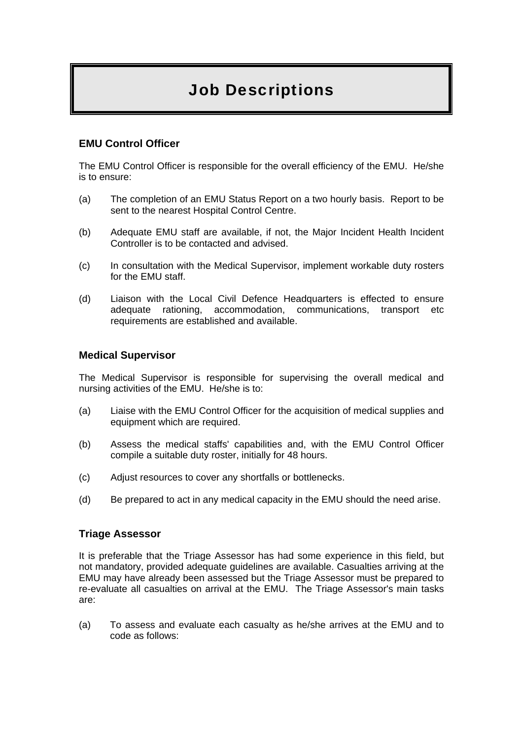# Job Descriptions

### EMU Control Officer

The EMU Control Officer is responsible for the overall efficiency of the EMU. He/she is to ensure:

(a) The completion of an EMU Status Report on a two hourly basis. Report to be sent to the nearest Hospital Control Centre.

(b) Adequate EMU staff are available, if not, the Major Incident Health Incident Controller is to be contacted and advised.

(c) In consultation with the Medical Supervisor, implement workable duty rosters for the EMU staff.

(d) Liaison with the Local Civil Defence Headquarters is effected to ensure adequate rationing, accommodation, communications, transport etc requirements are established and available.

### Medical Supervisor

The Medical Supervisor is responsible for supervising the overall medical and nursing activities of the EMU. He/she is to:

(a) Liaise with the EMU Control Officer for the acquisition of medical supplies and equipment which are required.

(b) Assess the medical staffs' capabilities and, with the EMU Control Officer compile a suitable duty roster, initially for 48 hours.

(c) Adjust resources to cover any shortfalls or bottlenecks.

(d) Be prepared to act in any medical capacity in the EMU should the need arise.

### Triage Assessor

It is preferable that the Triage Assessor has had some experience in this field, but not mandatory, provided adequate guidelines are available. Casualties arriving at the EMU may have already been assessed but the Triage Assessor must be prepared to re-evaluate all casualties on arrival at the EMU. The Triage Assessor's main tasks are:

(a) To assess and evaluate each casualty as he/she arrives at the EMU and to code as follows: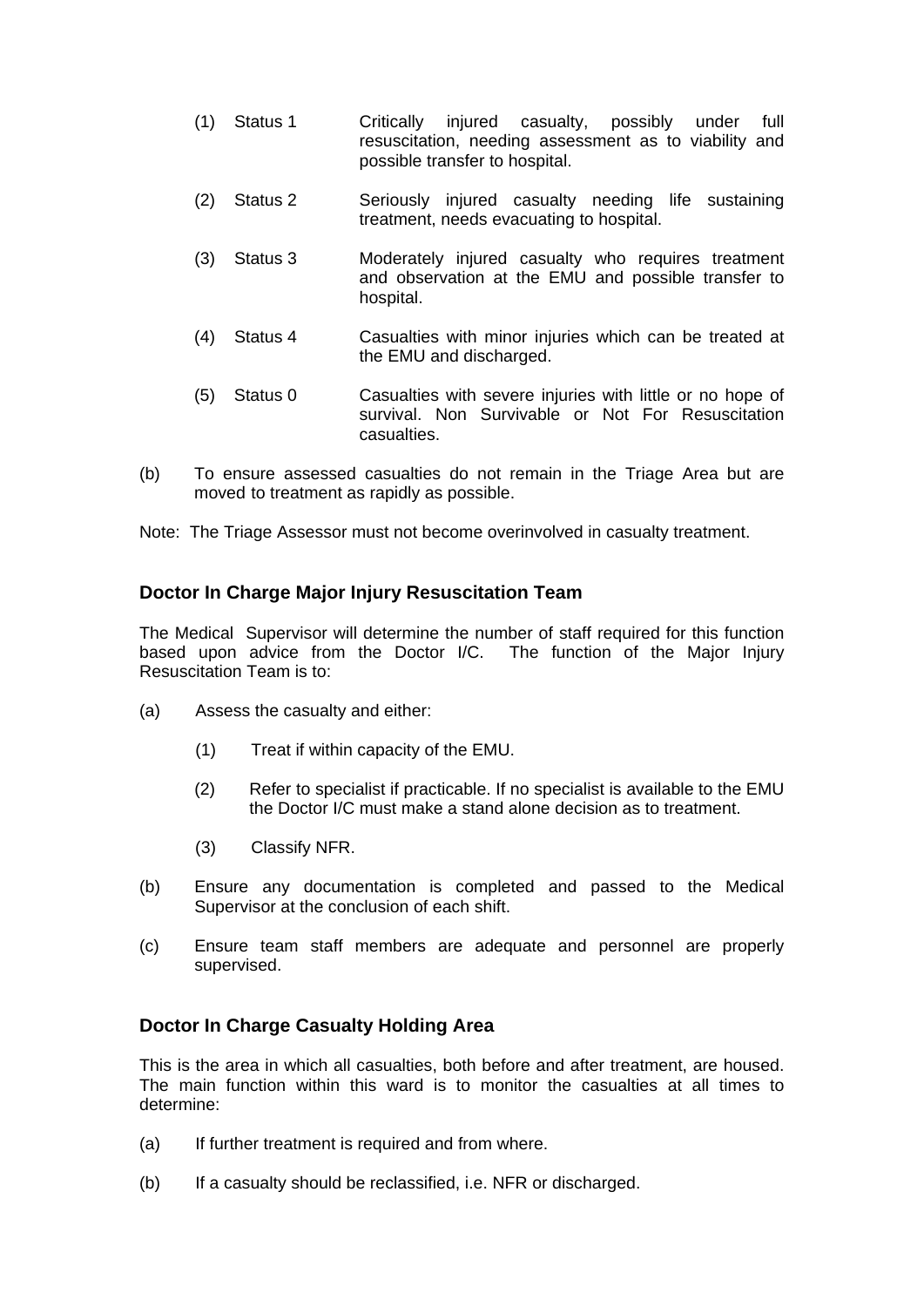(1) Status 1 — Critically injured casualty, possibly under full resuscitation, needing assessment as to viability and possible transfer to hospital.

(2) Status 2 — Seriously injured casualty needing life sustaining treatment, needs evacuating to hospital.

(3) Status 3 — Moderately injured casualty who requires treatment and observation at the EMU and possible transfer to hospital.

(4) Status 4 — Casualties with minor injuries which can be treated at the EMU and discharged.

(5) Status 0 — Casualties with severe injuries with little or no hope of survival. Non Survivable or Not For Resuscitation casualties.

(b) To ensure assessed casualties do not remain in the Triage Area but are moved to treatment as rapidly as possible.

Note: The Triage Assessor must not become overinvolved in casualty treatment.

## Doctor In Charge Major Injury Resuscitation Team

The Medical Supervisor will determine the number of staff required for this function based upon advice from the Doctor I/C. The function of the Major Injury Resuscitation Team is to:

(a) Assess the casualty and either:

  (1) Treat if within capacity of the EMU.

  (2) Refer to specialist if practicable. If no specialist is available to the EMU the Doctor I/C must make a stand alone decision as to treatment.

  (3) Classify NFR.

(b) Ensure any documentation is completed and passed to the Medical Supervisor at the conclusion of each shift.

(c) Ensure team staff members are adequate and personnel are properly supervised.

## Doctor In Charge Casualty Holding Area

This is the area in which all casualties, both before and after treatment, are housed. The main function within this ward is to monitor the casualties at all times to determine:

(a) If further treatment is required and from where.

(b) If a casualty should be reclassified, i.e. NFR or discharged.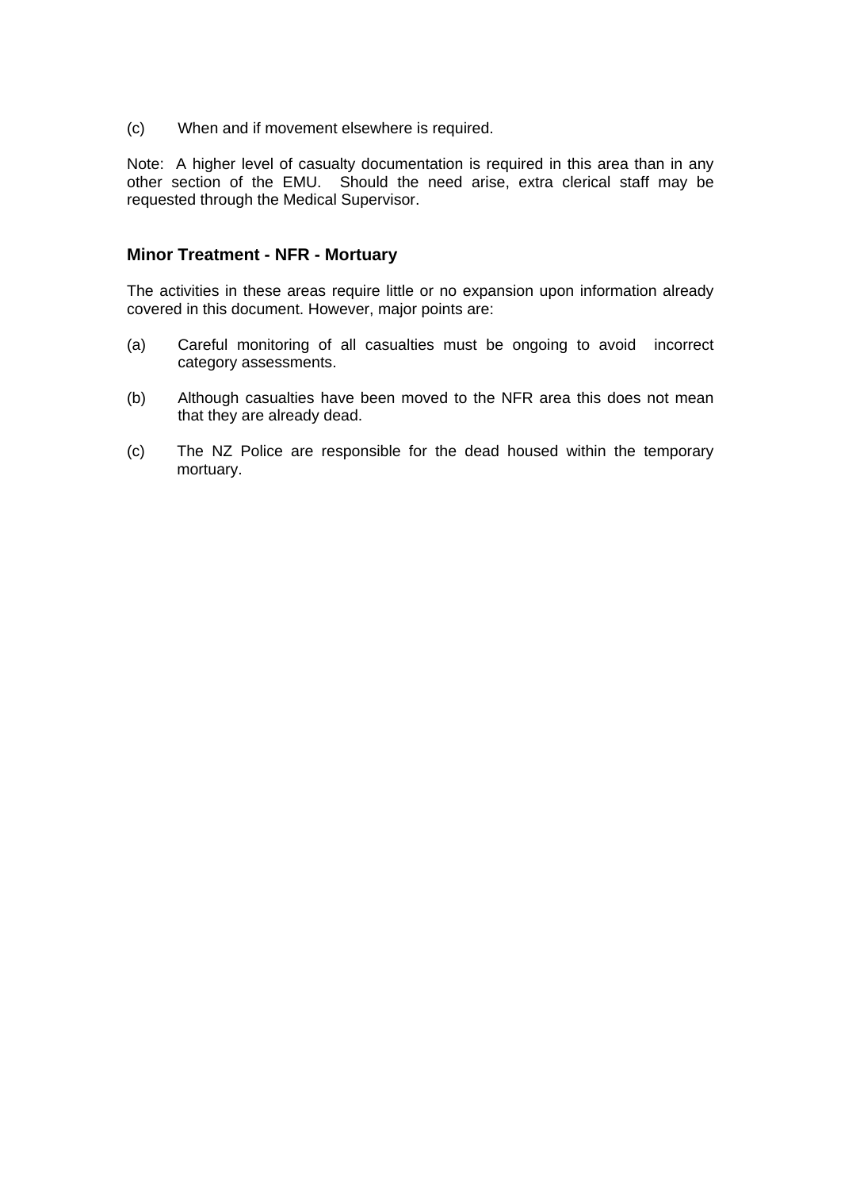(c) When and if movement elsewhere is required.

Note: A higher level of casualty documentation is required in this area than in any other section of the EMU. Should the need arise, extra clerical staff may be requested through the Medical Supervisor.

### Minor Treatment - NFR - Mortuary

The activities in these areas require little or no expansion upon information already covered in this document. However, major points are:

(a) Careful monitoring of all casualties must be ongoing to avoid incorrect category assessments.

(b) Although casualties have been moved to the NFR area this does not mean that they are already dead.

(c) The NZ Police are responsible for the dead housed within the temporary mortuary.